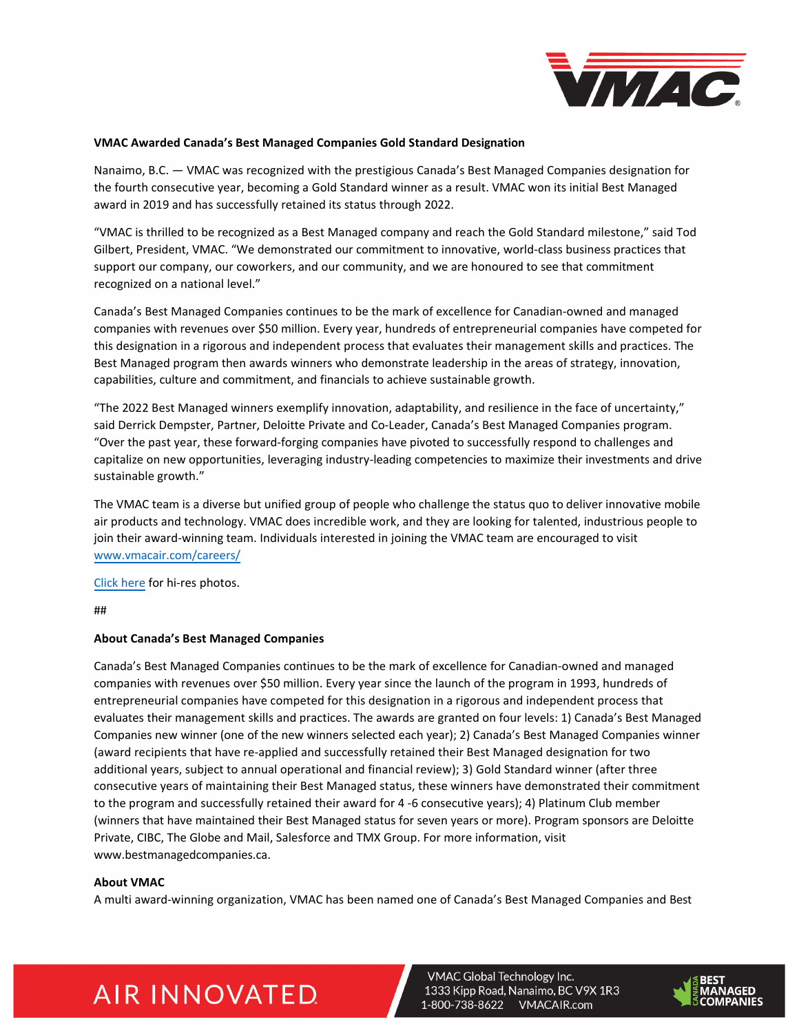**VMAC Awarded Canada's Best Managed Companies Gold Standard Designation**

Nanaimo, B.C. — VMAC was recognized with the prestigious Canada's Best Managed Companies designation for the fourth consecutive year, becoming a Gold Standard winner as a result. VMAC won its initial Best Managed award in 2019 and has successfully retained its status through 2022.

"VMAC is thrilled to be recognized as a Best Managed company and reach the Gold Standard milestone," said Tod Gilbert, President, VMAC. "We demonstrated our commitment to innovative, world-class business practices that support our company, our coworkers, and our community, and we are honoured to see that commitment recognized on a national level."

Canada's Best Managed Companies continues to be the mark of excellence for Canadian-owned and managed companies with revenues over $50 million. Every year, hundreds of entrepreneurial companies have competed for this designation in a rigorous and independent process that evaluates their management skills and practices. The Best Managed program then awards winners who demonstrate leadership in the areas of strategy, innovation, capabilities, culture and commitment, and financials to achieve sustainable growth.

"The 2022 Best Managed winners exemplify innovation, adaptability, and resilience in the face of uncertainty," said Derrick Dempster, Partner, Deloitte Private and Co-Leader, Canada's Best Managed Companies program. "Over the past year, these forward-forging companies have pivoted to successfully respond to challenges and capitalize on new opportunities, leveraging industry-leading competencies to maximize their investments and drive sustainable growth."

The VMAC team is a diverse but unified group of people who challenge the status quo to deliver innovative mobile air products and technology. VMAC does incredible work, and they are looking for talented, industrious people to join their award-winning team. Individuals interested in joining the VMAC team are encouraged to visit www.vmacair.com/careers/

Click here for hi-res photos.

##

**About Canada's Best Managed Companies**

Canada's Best Managed Companies continues to be the mark of excellence for Canadian-owned and managed companies with revenues over $50 million. Every year since the launch of the program in 1993, hundreds of entrepreneurial companies have competed for this designation in a rigorous and independent process that evaluates their management skills and practices. The awards are granted on four levels: 1) Canada's Best Managed Companies new winner (one of the new winners selected each year); 2) Canada's Best Managed Companies winner (award recipients that have re-applied and successfully retained their Best Managed designation for two additional years, subject to annual operational and financial review); 3) Gold Standard winner (after three consecutive years of maintaining their Best Managed status, these winners have demonstrated their commitment to the program and successfully retained their award for 4 -6 consecutive years); 4) Platinum Club member (winners that have maintained their Best Managed status for seven years or more). Program sponsors are Deloitte Private, CIBC, The Globe and Mail, Salesforce and TMX Group. For more information, visit www.bestmanagedcompanies.ca.

**About VMAC**

A multi award-winning organization, VMAC has been named one of Canada's Best Managed Companies and Best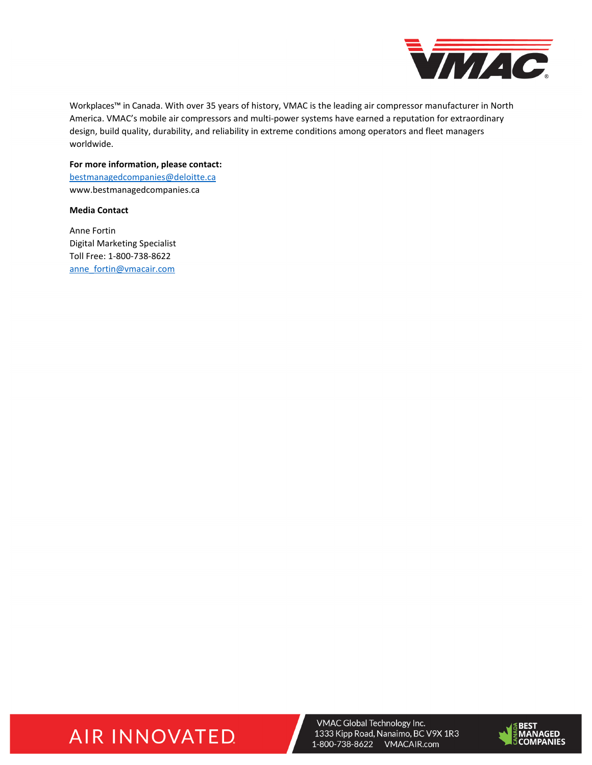Workplaces™ in Canada. With over 35 years of history, VMAC is the leading air compressor manufacturer in North America. VMAC's mobile air compressors and multi-power systems have earned a reputation for extraordinary design, build quality, durability, and reliability in extreme conditions among operators and fleet managers worldwide.

**For more information, please contact:**
bestmanagedcompanies@deloitte.ca
www.bestmanagedcompanies.ca

**Media Contact**

Anne Fortin
Digital Marketing Specialist
Toll Free: 1-800-738-8622
anne_fortin@vmacair.com